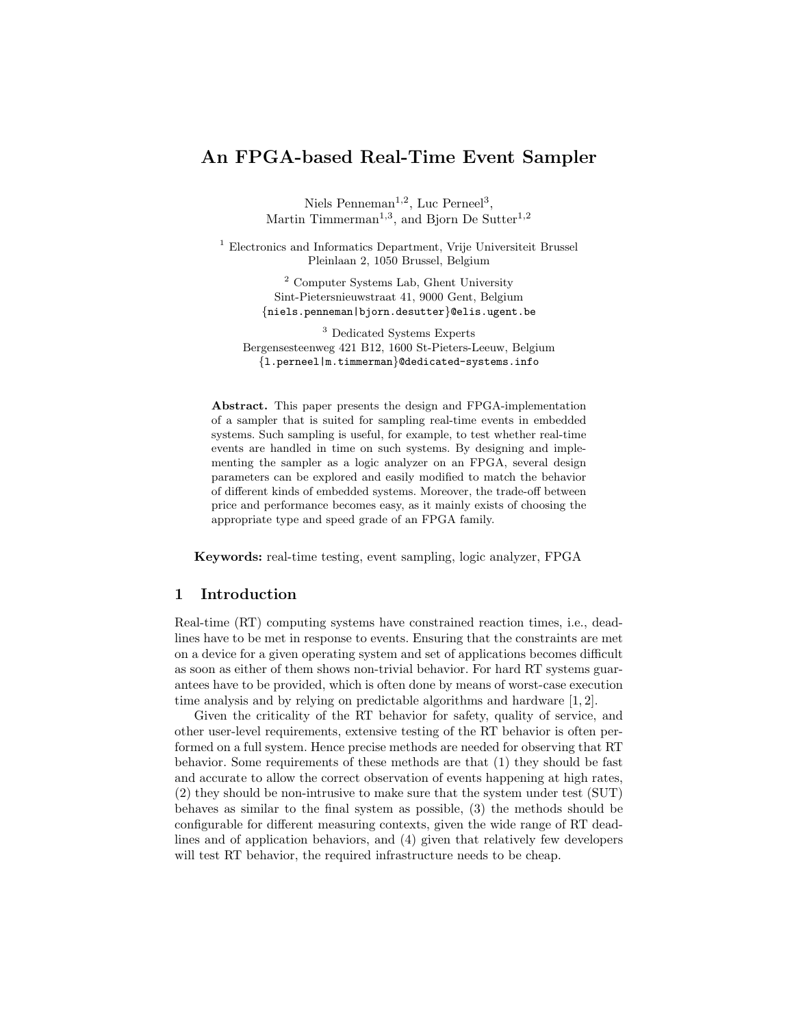# An FPGA-based Real-Time Event Sampler

Niels Penneman[1,2], Luc Perneel[3], Martin Timmerman[1,3], and Bjorn De Sutter[1,2]

[1] Electronics and Informatics Department, Vrije Universiteit Brussel
Pleinlaan 2, 1050 Brussel, Belgium

[2] Computer Systems Lab, Ghent University
Sint-Pietersnieuwstraat 41, 9000 Gent, Belgium
{niels.penneman|bjorn.desutter}@elis.ugent.be

[3] Dedicated Systems Experts
Bergensesteenweg 421 B12, 1600 St-Pieters-Leeuw, Belgium
{l.perneel|m.timmerman}@dedicated-systems.info

**Abstract.** This paper presents the design and FPGA-implementation of a sampler that is suited for sampling real-time events in embedded systems. Such sampling is useful, for example, to test whether real-time events are handled in time on such systems. By designing and implementing the sampler as a logic analyzer on an FPGA, several design parameters can be explored and easily modified to match the behavior of different kinds of embedded systems. Moreover, the trade-off between price and performance becomes easy, as it mainly exists of choosing the appropriate type and speed grade of an FPGA family.

**Keywords:** real-time testing, event sampling, logic analyzer, FPGA

## 1 Introduction

Real-time (RT) computing systems have constrained reaction times, i.e., deadlines have to be met in response to events. Ensuring that the constraints are met on a device for a given operating system and set of applications becomes difficult as soon as either of them shows non-trivial behavior. For hard RT systems guarantees have to be provided, which is often done by means of worst-case execution time analysis and by relying on predictable algorithms and hardware [1, 2].

Given the criticality of the RT behavior for safety, quality of service, and other user-level requirements, extensive testing of the RT behavior is often performed on a full system. Hence precise methods are needed for observing that RT behavior. Some requirements of these methods are that (1) they should be fast and accurate to allow the correct observation of events happening at high rates, (2) they should be non-intrusive to make sure that the system under test (SUT) behaves as similar to the final system as possible, (3) the methods should be configurable for different measuring contexts, given the wide range of RT deadlines and of application behaviors, and (4) given that relatively few developers will test RT behavior, the required infrastructure needs to be cheap.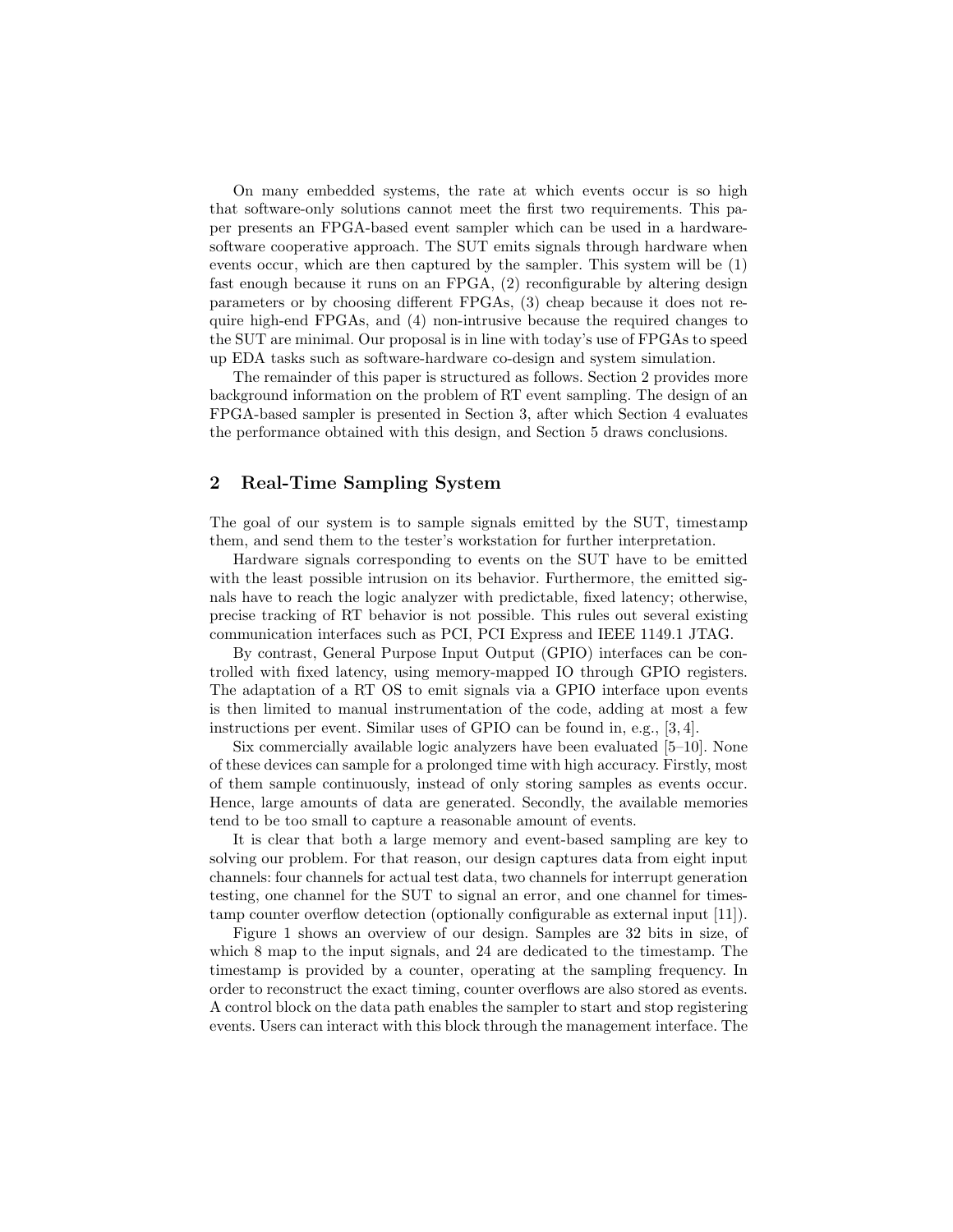On many embedded systems, the rate at which events occur is so high that software-only solutions cannot meet the first two requirements. This paper presents an FPGA-based event sampler which can be used in a hardware-software cooperative approach. The SUT emits signals through hardware when events occur, which are then captured by the sampler. This system will be (1) fast enough because it runs on an FPGA, (2) reconfigurable by altering design parameters or by choosing different FPGAs, (3) cheap because it does not require high-end FPGAs, and (4) non-intrusive because the required changes to the SUT are minimal. Our proposal is in line with today's use of FPGAs to speed up EDA tasks such as software-hardware co-design and system simulation.

The remainder of this paper is structured as follows. Section 2 provides more background information on the problem of RT event sampling. The design of an FPGA-based sampler is presented in Section 3, after which Section 4 evaluates the performance obtained with this design, and Section 5 draws conclusions.

## 2 Real-Time Sampling System

The goal of our system is to sample signals emitted by the SUT, timestamp them, and send them to the tester's workstation for further interpretation.

Hardware signals corresponding to events on the SUT have to be emitted with the least possible intrusion on its behavior. Furthermore, the emitted signals have to reach the logic analyzer with predictable, fixed latency; otherwise, precise tracking of RT behavior is not possible. This rules out several existing communication interfaces such as PCI, PCI Express and IEEE 1149.1 JTAG.

By contrast, General Purpose Input Output (GPIO) interfaces can be controlled with fixed latency, using memory-mapped IO through GPIO registers. The adaptation of a RT OS to emit signals via a GPIO interface upon events is then limited to manual instrumentation of the code, adding at most a few instructions per event. Similar uses of GPIO can be found in, e.g., [3, 4].

Six commercially available logic analyzers have been evaluated [5–10]. None of these devices can sample for a prolonged time with high accuracy. Firstly, most of them sample continuously, instead of only storing samples as events occur. Hence, large amounts of data are generated. Secondly, the available memories tend to be too small to capture a reasonable amount of events.

It is clear that both a large memory and event-based sampling are key to solving our problem. For that reason, our design captures data from eight input channels: four channels for actual test data, two channels for interrupt generation testing, one channel for the SUT to signal an error, and one channel for timestamp counter overflow detection (optionally configurable as external input [11]).

Figure 1 shows an overview of our design. Samples are 32 bits in size, of which 8 map to the input signals, and 24 are dedicated to the timestamp. The timestamp is provided by a counter, operating at the sampling frequency. In order to reconstruct the exact timing, counter overflows are also stored as events. A control block on the data path enables the sampler to start and stop registering events. Users can interact with this block through the management interface. The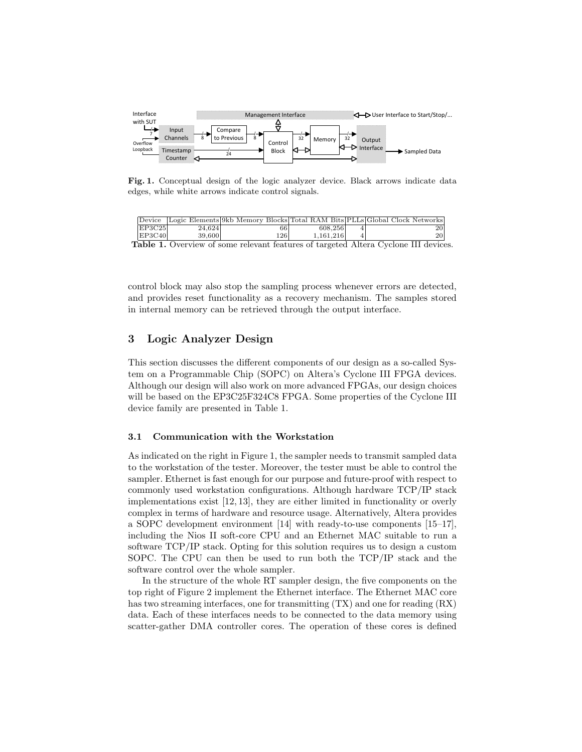**Fig. 1.** Conceptual design of the logic analyzer device. Black arrows indicate data edges, while white arrows indicate control signals.

| Device | Logic Elements | 9kb Memory Blocks | Total RAM Bits | PLLs | Global Clock Networks |
|---|---|---|---|---|---|
| EP3C25 | 24,624 | 66 | 608,256 | 4 | 20 |
| EP3C40 | 39,600 | 126 | 1,161,216 | 4 | 20 |

**Table 1.** Overview of some relevant features of targeted Altera Cyclone III devices.

control block may also stop the sampling process whenever errors are detected, and provides reset functionality as a recovery mechanism. The samples stored in internal memory can be retrieved through the output interface.

## 3 Logic Analyzer Design

This section discusses the different components of our design as a so-called System on a Programmable Chip (SOPC) on Altera's Cyclone III FPGA devices. Although our design will also work on more advanced FPGAs, our design choices will be based on the EP3C25F324C8 FPGA. Some properties of the Cyclone III device family are presented in Table 1.

### 3.1 Communication with the Workstation

As indicated on the right in Figure 1, the sampler needs to transmit sampled data to the workstation of the tester. Moreover, the tester must be able to control the sampler. Ethernet is fast enough for our purpose and future-proof with respect to commonly used workstation configurations. Although hardware TCP/IP stack implementations exist [12, 13], they are either limited in functionality or overly complex in terms of hardware and resource usage. Alternatively, Altera provides a SOPC development environment [14] with ready-to-use components [15–17], including the Nios II soft-core CPU and an Ethernet MAC suitable to run a software TCP/IP stack. Opting for this solution requires us to design a custom SOPC. The CPU can then be used to run both the TCP/IP stack and the software control over the whole sampler.

In the structure of the whole RT sampler design, the five components on the top right of Figure 2 implement the Ethernet interface. The Ethernet MAC core has two streaming interfaces, one for transmitting (TX) and one for reading (RX) data. Each of these interfaces needs to be connected to the data memory using scatter-gather DMA controller cores. The operation of these cores is defined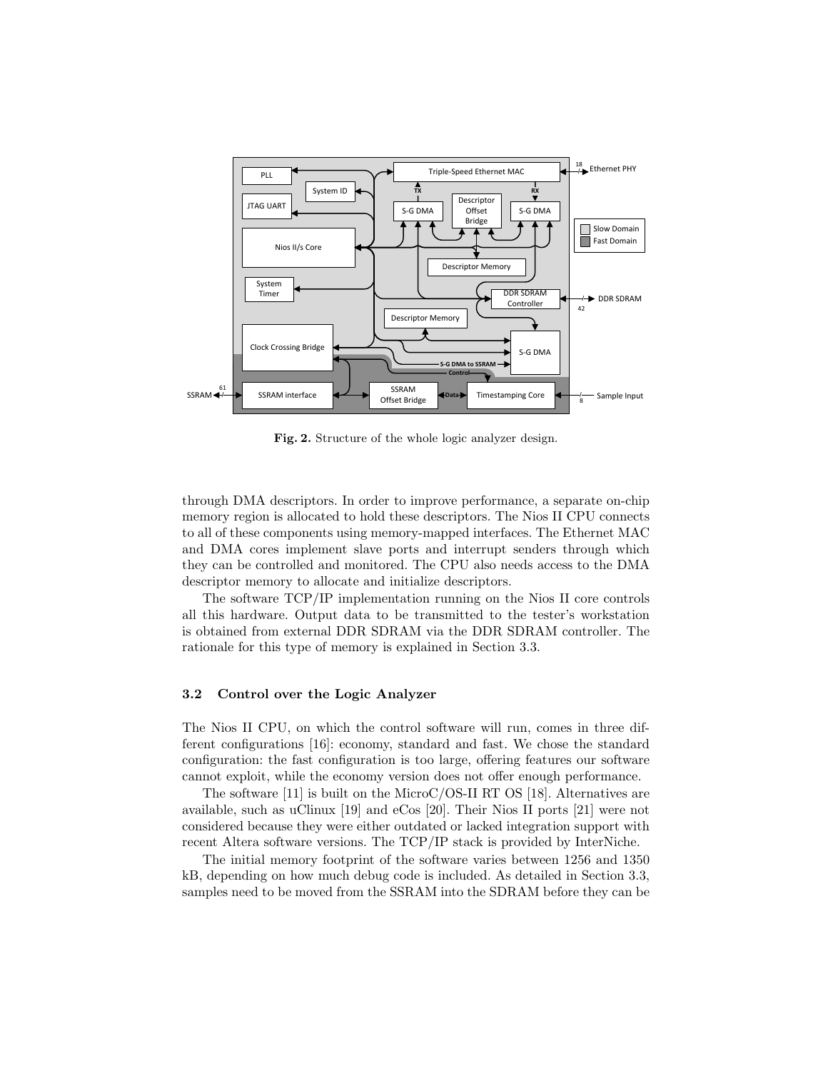**Fig. 2.** Structure of the whole logic analyzer design.

through DMA descriptors. In order to improve performance, a separate on-chip memory region is allocated to hold these descriptors. The Nios II CPU connects to all of these components using memory-mapped interfaces. The Ethernet MAC and DMA cores implement slave ports and interrupt senders through which they can be controlled and monitored. The CPU also needs access to the DMA descriptor memory to allocate and initialize descriptors.

The software TCP/IP implementation running on the Nios II core controls all this hardware. Output data to be transmitted to the tester's workstation is obtained from external DDR SDRAM via the DDR SDRAM controller. The rationale for this type of memory is explained in Section 3.3.

### 3.2 Control over the Logic Analyzer

The Nios II CPU, on which the control software will run, comes in three different configurations [16]: economy, standard and fast. We chose the standard configuration: the fast configuration is too large, offering features our software cannot exploit, while the economy version does not offer enough performance.

The software [11] is built on the MicroC/OS-II RT OS [18]. Alternatives are available, such as uClinux [19] and eCos [20]. Their Nios II ports [21] were not considered because they were either outdated or lacked integration support with recent Altera software versions. The TCP/IP stack is provided by InterNiche.

The initial memory footprint of the software varies between 1256 and 1350 kB, depending on how much debug code is included. As detailed in Section 3.3, samples need to be moved from the SSRAM into the SDRAM before they can be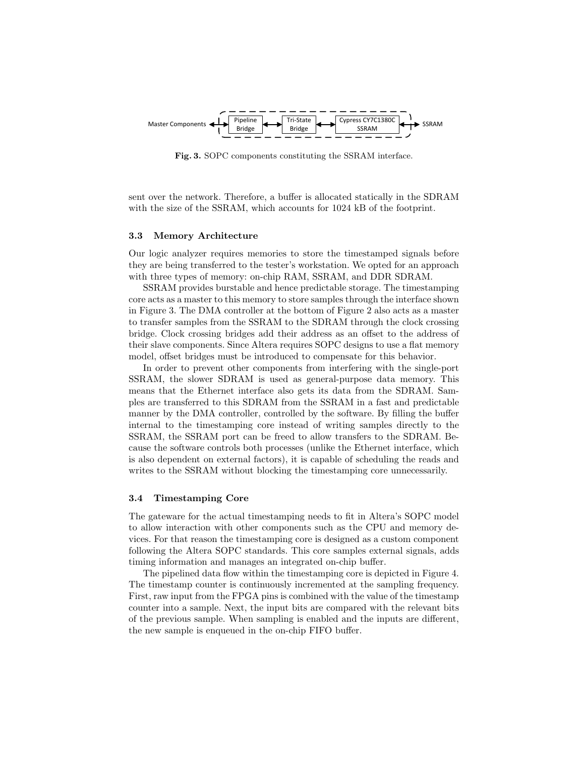Master Components ⟷ Pipeline Bridge ⟷ Tri-State Bridge ⟷ Cypress CY7C1380C SSRAM ⟷ SSRAM

**Fig. 3.** SOPC components constituting the SSRAM interface.

sent over the network. Therefore, a buffer is allocated statically in the SDRAM with the size of the SSRAM, which accounts for 1024 kB of the footprint.

### 3.3 Memory Architecture

Our logic analyzer requires memories to store the timestamped signals before they are being transferred to the tester's workstation. We opted for an approach with three types of memory: on-chip RAM, SSRAM, and DDR SDRAM.

SSRAM provides burstable and hence predictable storage. The timestamping core acts as a master to this memory to store samples through the interface shown in Figure 3. The DMA controller at the bottom of Figure 2 also acts as a master to transfer samples from the SSRAM to the SDRAM through the clock crossing bridge. Clock crossing bridges add their address as an offset to the address of their slave components. Since Altera requires SOPC designs to use a flat memory model, offset bridges must be introduced to compensate for this behavior.

In order to prevent other components from interfering with the single-port SSRAM, the slower SDRAM is used as general-purpose data memory. This means that the Ethernet interface also gets its data from the SDRAM. Samples are transferred to this SDRAM from the SSRAM in a fast and predictable manner by the DMA controller, controlled by the software. By filling the buffer internal to the timestamping core instead of writing samples directly to the SSRAM, the SSRAM port can be freed to allow transfers to the SDRAM. Because the software controls both processes (unlike the Ethernet interface, which is also dependent on external factors), it is capable of scheduling the reads and writes to the SSRAM without blocking the timestamping core unnecessarily.

### 3.4 Timestamping Core

The gateware for the actual timestamping needs to fit in Altera's SOPC model to allow interaction with other components such as the CPU and memory devices. For that reason the timestamping core is designed as a custom component following the Altera SOPC standards. This core samples external signals, adds timing information and manages an integrated on-chip buffer.

The pipelined data flow within the timestamping core is depicted in Figure 4. The timestamp counter is continuously incremented at the sampling frequency. First, raw input from the FPGA pins is combined with the value of the timestamp counter into a sample. Next, the input bits are compared with the relevant bits of the previous sample. When sampling is enabled and the inputs are different, the new sample is enqueued in the on-chip FIFO buffer.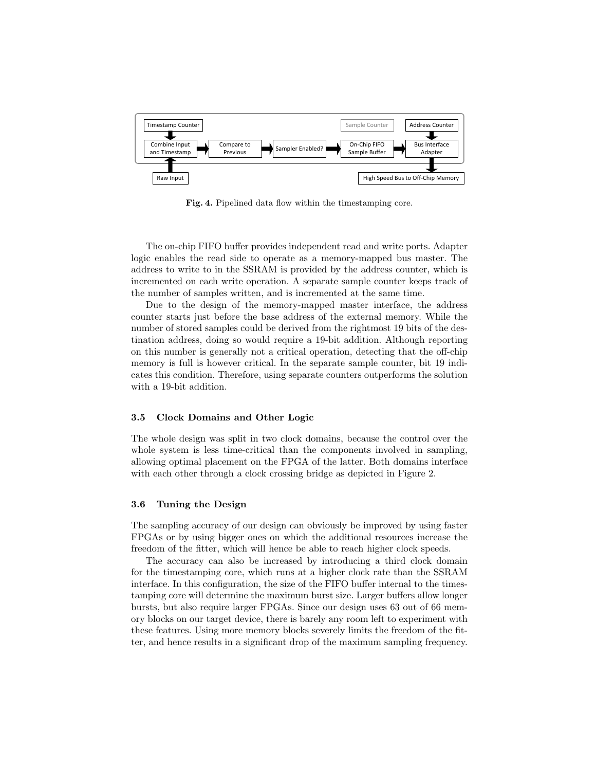Timestamp Counter

Combine Input and Timestamp

Compare to Previous

Sampler Enabled?

On-Chip FIFO Sample Buffer

Sample Counter

Address Counter

Bus Interface Adapter

Raw Input

High Speed Bus to Off-Chip Memory

**Fig. 4.** Pipelined data flow within the timestamping core.

The on-chip FIFO buffer provides independent read and write ports. Adapter logic enables the read side to operate as a memory-mapped bus master. The address to write to in the SSRAM is provided by the address counter, which is incremented on each write operation. A separate sample counter keeps track of the number of samples written, and is incremented at the same time.

Due to the design of the memory-mapped master interface, the address counter starts just before the base address of the external memory. While the number of stored samples could be derived from the rightmost 19 bits of the destination address, doing so would require a 19-bit addition. Although reporting on this number is generally not a critical operation, detecting that the off-chip memory is full is however critical. In the separate sample counter, bit 19 indicates this condition. Therefore, using separate counters outperforms the solution with a 19-bit addition.

### 3.5 Clock Domains and Other Logic

The whole design was split in two clock domains, because the control over the whole system is less time-critical than the components involved in sampling, allowing optimal placement on the FPGA of the latter. Both domains interface with each other through a clock crossing bridge as depicted in Figure 2.

### 3.6 Tuning the Design

The sampling accuracy of our design can obviously be improved by using faster FPGAs or by using bigger ones on which the additional resources increase the freedom of the fitter, which will hence be able to reach higher clock speeds.

The accuracy can also be increased by introducing a third clock domain for the timestamping core, which runs at a higher clock rate than the SSRAM interface. In this configuration, the size of the FIFO buffer internal to the timestamping core will determine the maximum burst size. Larger buffers allow longer bursts, but also require larger FPGAs. Since our design uses 63 out of 66 memory blocks on our target device, there is barely any room left to experiment with these features. Using more memory blocks severely limits the freedom of the fitter, and hence results in a significant drop of the maximum sampling frequency.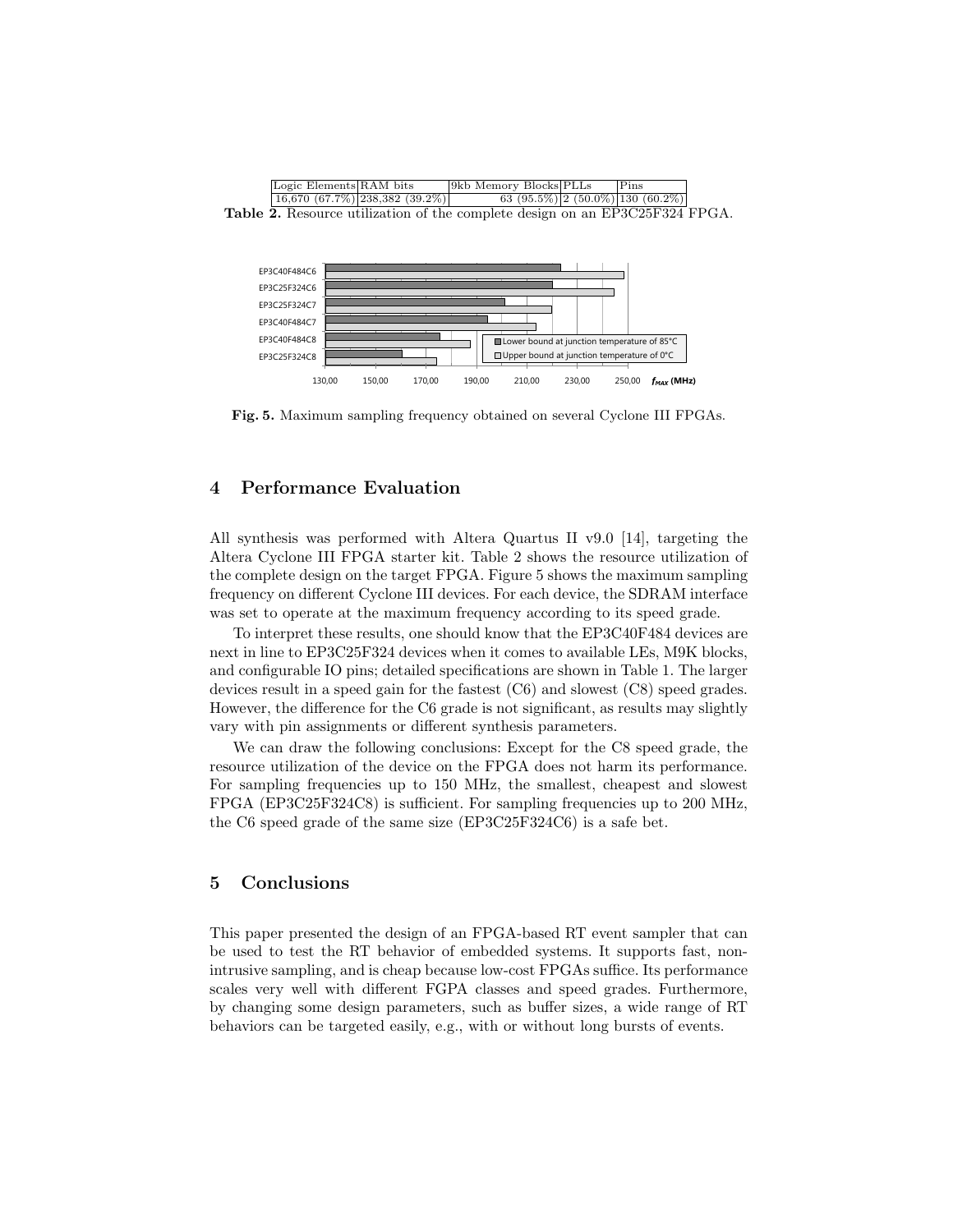| Logic Elements | RAM bits | 9kb Memory Blocks | PLLs | Pins |
|---|---|---|---|---|
| 16,670 (67.7%) | 238,382 (39.2%) | 63 (95.5%) | 2 (50.0%) | 130 (60.2%) |

**Table 2.** Resource utilization of the complete design on an EP3C25F324 FPGA.

**Fig. 5.** Maximum sampling frequency obtained on several Cyclone III FPGAs.

## 4 Performance Evaluation

All synthesis was performed with Altera Quartus II v9.0 [14], targeting the Altera Cyclone III FPGA starter kit. Table 2 shows the resource utilization of the complete design on the target FPGA. Figure 5 shows the maximum sampling frequency on different Cyclone III devices. For each device, the SDRAM interface was set to operate at the maximum frequency according to its speed grade.

To interpret these results, one should know that the EP3C40F484 devices are next in line to EP3C25F324 devices when it comes to available LEs, M9K blocks, and configurable IO pins; detailed specifications are shown in Table 1. The larger devices result in a speed gain for the fastest (C6) and slowest (C8) speed grades. However, the difference for the C6 grade is not significant, as results may slightly vary with pin assignments or different synthesis parameters.

We can draw the following conclusions: Except for the C8 speed grade, the resource utilization of the device on the FPGA does not harm its performance. For sampling frequencies up to 150 MHz, the smallest, cheapest and slowest FPGA (EP3C25F324C8) is sufficient. For sampling frequencies up to 200 MHz, the C6 speed grade of the same size (EP3C25F324C6) is a safe bet.

## 5 Conclusions

This paper presented the design of an FPGA-based RT event sampler that can be used to test the RT behavior of embedded systems. It supports fast, non-intrusive sampling, and is cheap because low-cost FPGAs suffice. Its performance scales very well with different FGPA classes and speed grades. Furthermore, by changing some design parameters, such as buffer sizes, a wide range of RT behaviors can be targeted easily, e.g., with or without long bursts of events.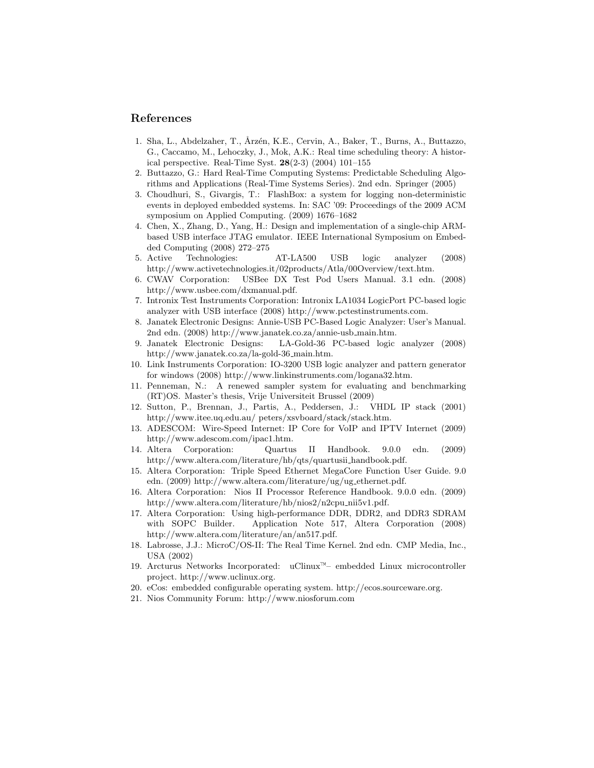## References

1. Sha, L., Abdelzaher, T., Årzén, K.E., Cervin, A., Baker, T., Burns, A., Buttazzo, G., Caccamo, M., Lehoczky, J., Mok, A.K.: Real time scheduling theory: A historical perspective. Real-Time Syst. **28**(2-3) (2004) 101–155
2. Buttazzo, G.: Hard Real-Time Computing Systems: Predictable Scheduling Algorithms and Applications (Real-Time Systems Series). 2nd edn. Springer (2005)
3. Choudhuri, S., Givargis, T.: FlashBox: a system for logging non-deterministic events in deployed embedded systems. In: SAC '09: Proceedings of the 2009 ACM symposium on Applied Computing. (2009) 1676–1682
4. Chen, X., Zhang, D., Yang, H.: Design and implementation of a single-chip ARM-based USB interface JTAG emulator. IEEE International Symposium on Embedded Computing (2008) 272–275
5. Active Technologies: AT-LA500 USB logic analyzer (2008) http://www.activetechnologies.it/02products/Atla/00Overview/text.htm.
6. CWAV Corporation: USBee DX Test Pod Users Manual. 3.1 edn. (2008) http://www.usbee.com/dxmanual.pdf.
7. Intronix Test Instruments Corporation: Intronix LA1034 LogicPort PC-based logic analyzer with USB interface (2008) http://www.pctestinstruments.com.
8. Janatek Electronic Designs: Annie-USB PC-Based Logic Analyzer: User's Manual. 2nd edn. (2008) http://www.janatek.co.za/annie-usb_main.htm.
9. Janatek Electronic Designs: LA-Gold-36 PC-based logic analyzer (2008) http://www.janatek.co.za/la-gold-36_main.htm.
10. Link Instruments Corporation: IO-3200 USB logic analyzer and pattern generator for windows (2008) http://www.linkinstruments.com/logana32.htm.
11. Penneman, N.: A renewed sampler system for evaluating and benchmarking (RT)OS. Master's thesis, Vrije Universiteit Brussel (2009)
12. Sutton, P., Brennan, J., Partis, A., Peddersen, J.: VHDL IP stack (2001) http://www.itee.uq.edu.au/ peters/xsvboard/stack/stack.htm.
13. ADESCOM: Wire-Speed Internet: IP Core for VoIP and IPTV Internet (2009) http://www.adescom.com/ipac1.htm.
14. Altera Corporation: Quartus II Handbook. 9.0.0 edn. (2009) http://www.altera.com/literature/hb/qts/quartusii_handbook.pdf.
15. Altera Corporation: Triple Speed Ethernet MegaCore Function User Guide. 9.0 edn. (2009) http://www.altera.com/literature/ug/ug_ethernet.pdf.
16. Altera Corporation: Nios II Processor Reference Handbook. 9.0.0 edn. (2009) http://www.altera.com/literature/hb/nios2/n2cpu_nii5v1.pdf.
17. Altera Corporation: Using high-performance DDR, DDR2, and DDR3 SDRAM with SOPC Builder. Application Note 517, Altera Corporation (2008) http://www.altera.com/literature/an/an517.pdf.
18. Labrosse, J.J.: MicroC/OS-II: The Real Time Kernel. 2nd edn. CMP Media, Inc., USA (2002)
19. Arcturus Networks Incorporated: uClinux™– embedded Linux microcontroller project. http://www.uclinux.org.
20. eCos: embedded configurable operating system. http://ecos.sourceware.org.
21. Nios Community Forum: http://www.niosforum.com